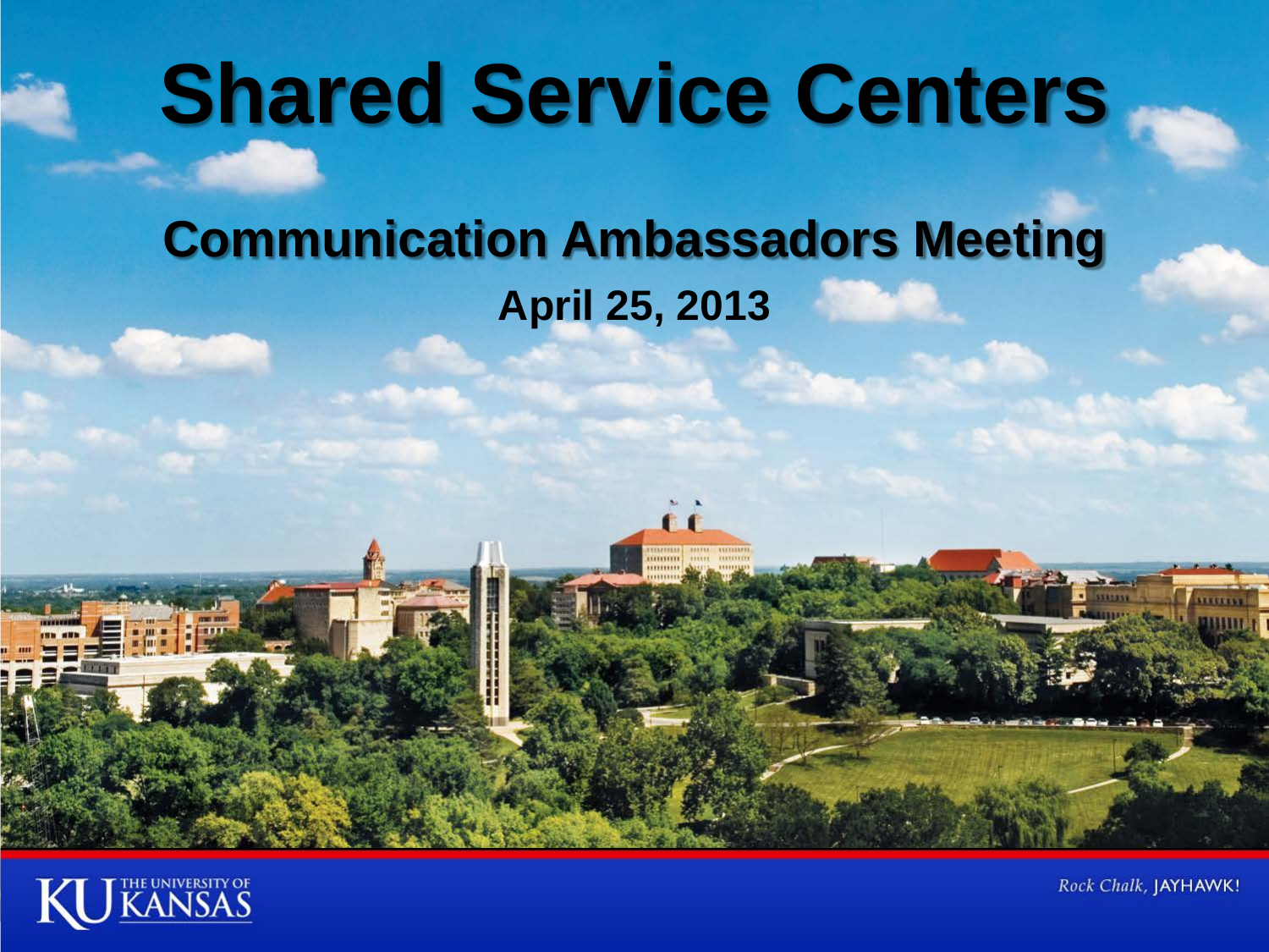# Shared Service Centers

## Communication Ambassadors Meeting

**April 25, 2013**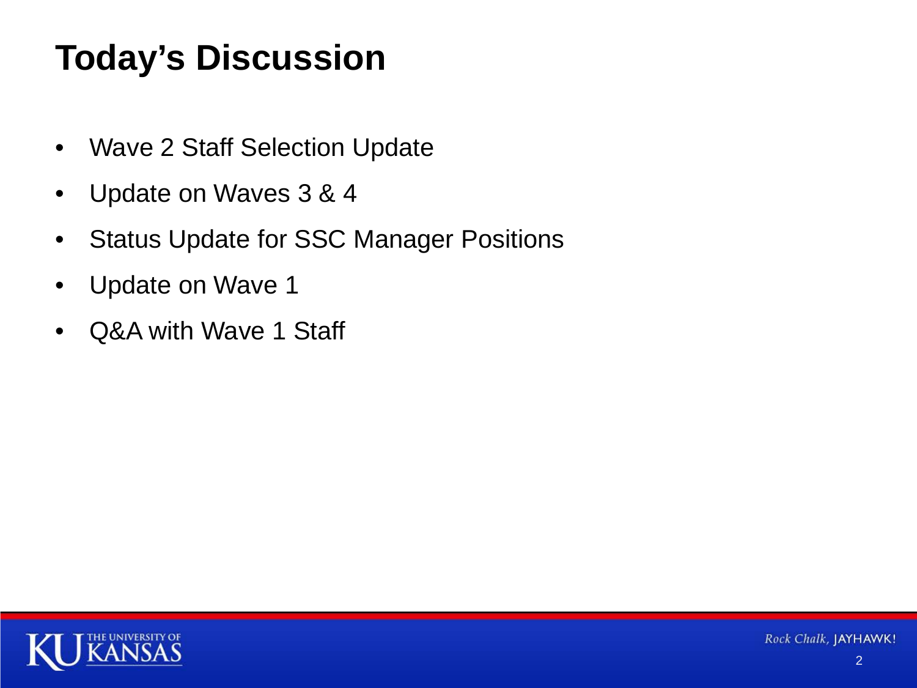# Today's Discussion

- Wave 2 Staff Selection Update
- Update on Waves 3 & 4
- Status Update for SSC Manager Positions
- Update on Wave 1
- Q&A with Wave 1 Staff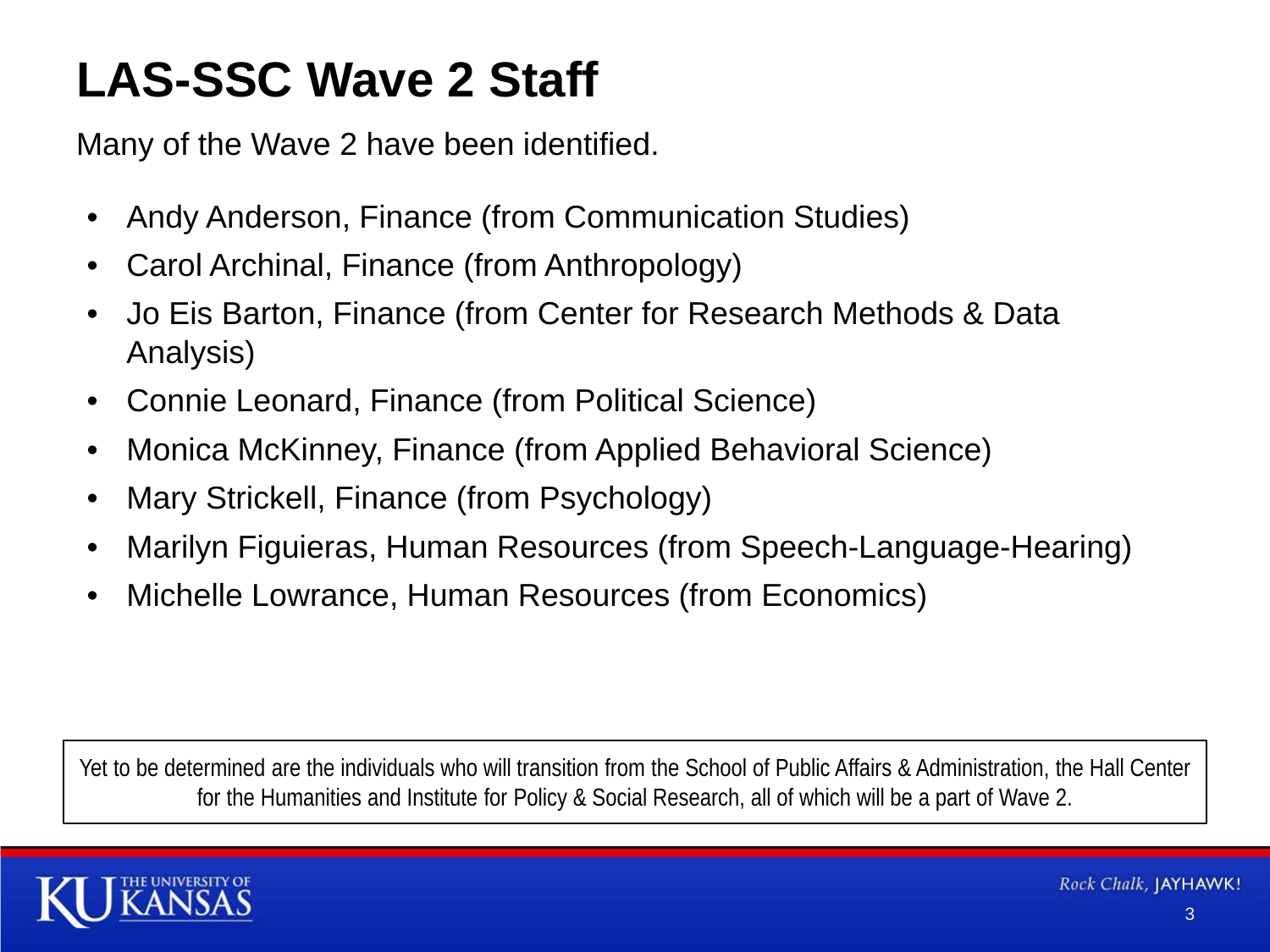# LAS-SSC Wave 2 Staff

Many of the Wave 2 have been identified.

- Andy Anderson, Finance (from Communication Studies)
- Carol Archinal, Finance (from Anthropology)
- Jo Eis Barton, Finance (from Center for Research Methods & Data Analysis)
- Connie Leonard, Finance (from Political Science)
- Monica McKinney, Finance (from Applied Behavioral Science)
- Mary Strickell, Finance (from Psychology)
- Marilyn Figuieras, Human Resources (from Speech-Language-Hearing)
- Michelle Lowrance, Human Resources (from Economics)

Yet to be determined are the individuals who will transition from the School of Public Affairs & Administration, the Hall Center for the Humanities and Institute for Policy & Social Research, all of which will be a part of Wave 2.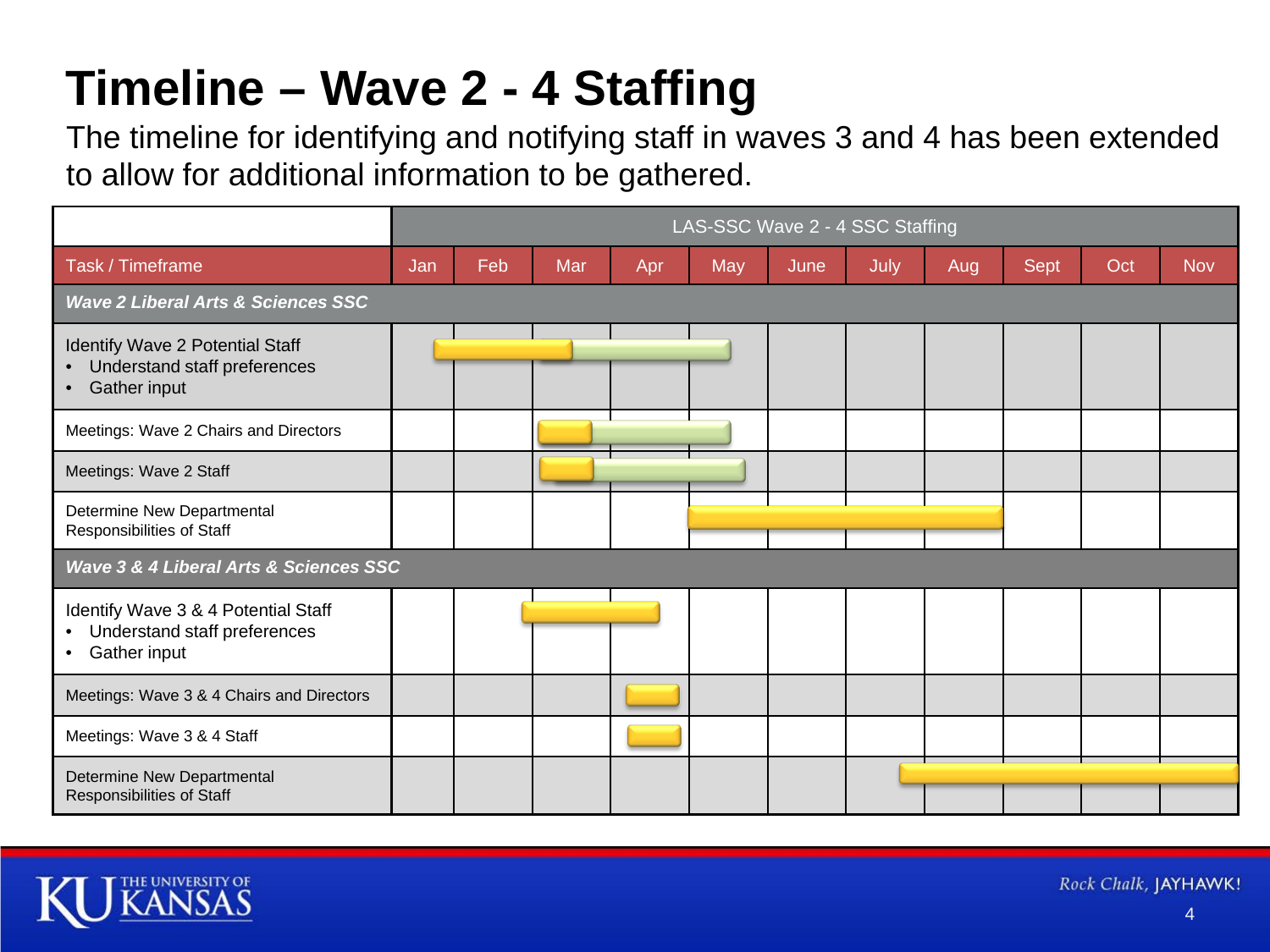# Timeline – Wave 2 - 4 Staffing

The timeline for identifying and notifying staff in waves 3 and 4 has been extended to allow for additional information to be gathered.

| | LAS-SSC Wave 2 - 4 SSC Staffing | | | | | | | | | | |
|---|---|---|---|---|---|---|---|---|---|---|---|
| **Task / Timeframe** | **Jan** | **Feb** | **Mar** | **Apr** | **May** | **June** | **July** | **Aug** | **Sept** | **Oct** | **Nov** |
| ***Wave 2 Liberal Arts & Sciences SSC*** | | | | | | | | | | | |
| Identify Wave 2 Potential Staff<br>• Understand staff preferences<br>• Gather input | | | | | | | | | | | |
| Meetings: Wave 2 Chairs and Directors | | | | | | | | | | | |
| Meetings: Wave 2 Staff | | | | | | | | | | | |
| Determine New Departmental Responsibilities of Staff | | | | | | | | | | | |
| ***Wave 3 & 4 Liberal Arts & Sciences SSC*** | | | | | | | | | | | |
| Identify Wave 3 & 4 Potential Staff<br>• Understand staff preferences<br>• Gather input | | | | | | | | | | | |
| Meetings: Wave 3 & 4 Chairs and Directors | | | | | | | | | | | |
| Meetings: Wave 3 & 4 Staff | | | | | | | | | | | |
| Determine New Departmental Responsibilities of Staff | | | | | | | | | | | |

Rock Chalk, JAYHAWK!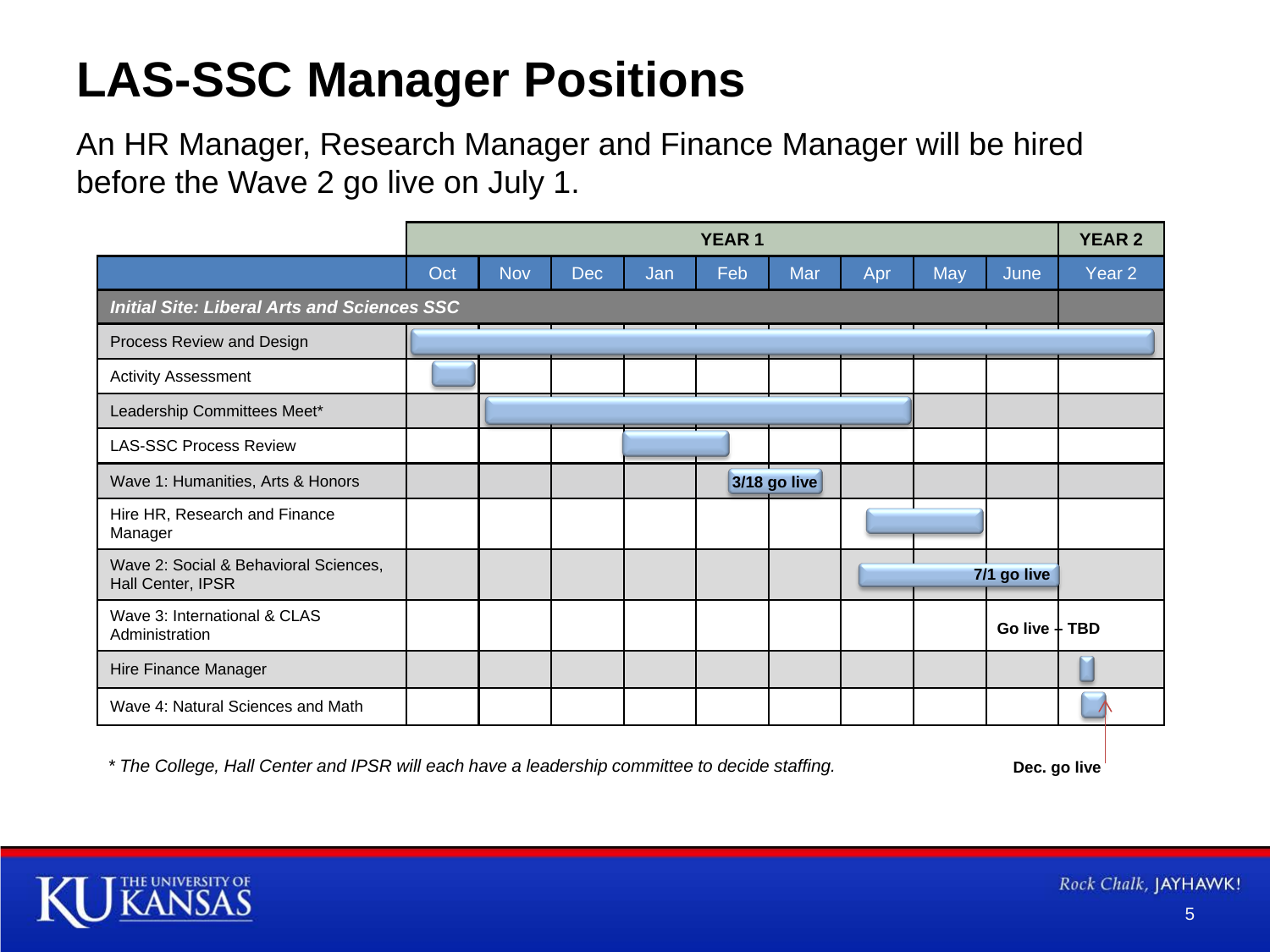# LAS-SSC Manager Positions

An HR Manager, Research Manager and Finance Manager will be hired before the Wave 2 go live on July 1.

| | YEAR 1 | | | | | | | | | YEAR 2 |
|---|---|---|---|---|---|---|---|---|---|---|
| | Oct | Nov | Dec | Jan | Feb | Mar | Apr | May | June | Year 2 |
| ***Initial Site: Liberal Arts and Sciences SSC*** | | | | | | | | | | |
| Process Review and Design | | | | | | | | | | |
| Activity Assessment | | | | | | | | | | |
| Leadership Committees Meet* | | | | | | | | | | |
| LAS-SSC Process Review | | | | | | | | | | |
| Wave 1: Humanities, Arts & Honors | | | | | **3/18 go live** | | | | | |
| Hire HR, Research and Finance Manager | | | | | | | | | | |
| Wave 2: Social & Behavioral Sciences, Hall Center, IPSR | | | | | | | | | **7/1 go live** | |
| Wave 3: International & CLAS Administration | | | | | | | | | **Go live – TBD** | |
| Hire Finance Manager | | | | | | | | | | |
| Wave 4: Natural Sciences and Math | | | | | | | | | | **Dec. go live** |

*\* The College, Hall Center and IPSR will each have a leadership committee to decide staffing.*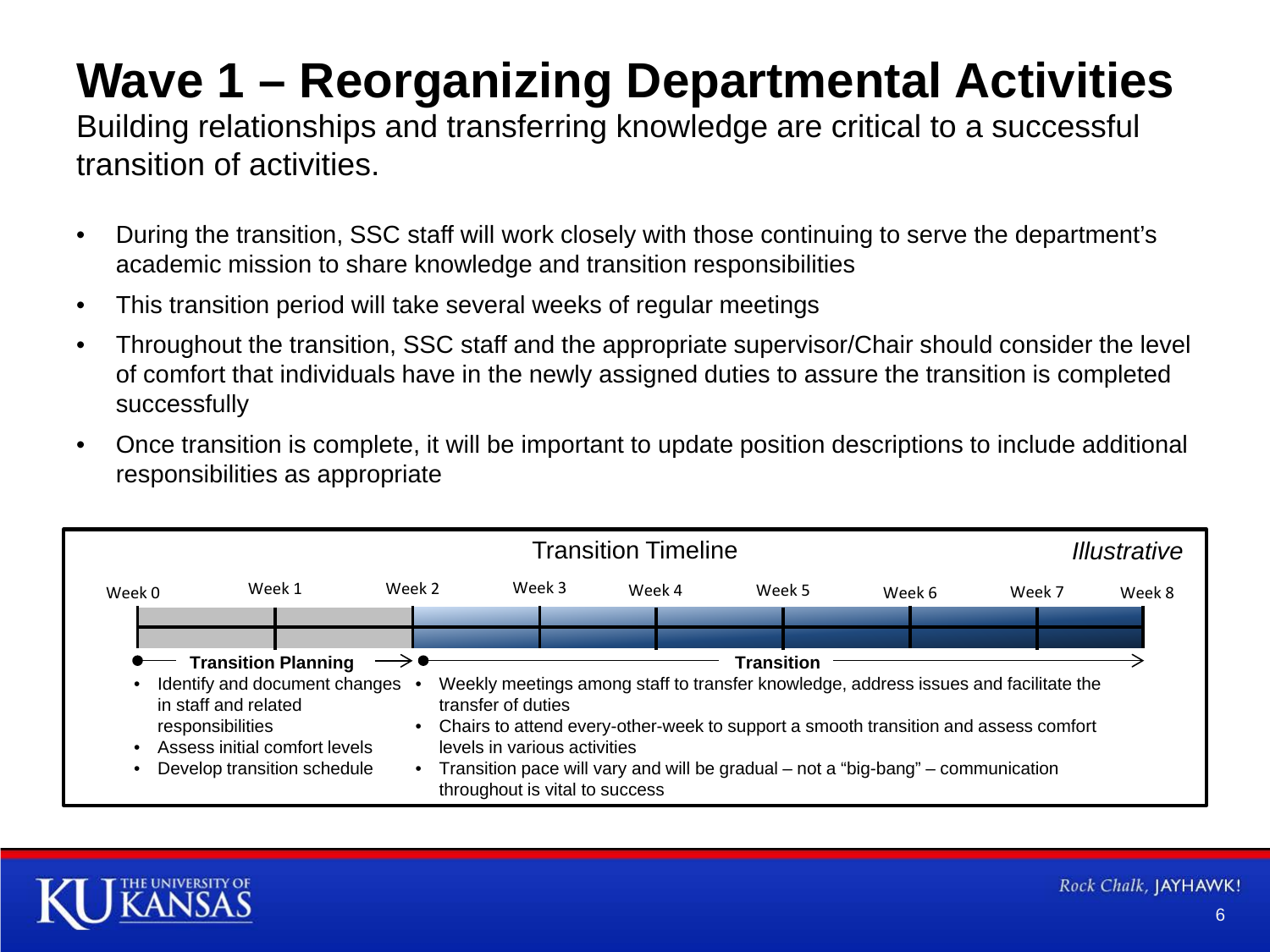# Wave 1 – Reorganizing Departmental Activities

Building relationships and transferring knowledge are critical to a successful transition of activities.

- During the transition, SSC staff will work closely with those continuing to serve the department's academic mission to share knowledge and transition responsibilities
- This transition period will take several weeks of regular meetings
- Throughout the transition, SSC staff and the appropriate supervisor/Chair should consider the level of comfort that individuals have in the newly assigned duties to assure the transition is completed successfully
- Once transition is complete, it will be important to update position descriptions to include additional responsibilities as appropriate

## Transition Timeline

*Illustrative*

Week 0 | Week 1 | Week 2 | Week 3 | Week 4 | Week 5 | Week 6 | Week 7 | Week 8

**Transition Planning** (Week 0 – Week 2)

- Identify and document changes in staff and related responsibilities
- Assess initial comfort levels
- Develop transition schedule

**Transition** (Week 2 – Week 8)

- Weekly meetings among staff to transfer knowledge, address issues and facilitate the transfer of duties
- Chairs to attend every-other-week to support a smooth transition and assess comfort levels in various activities
- Transition pace will vary and will be gradual – not a "big-bang" – communication throughout is vital to success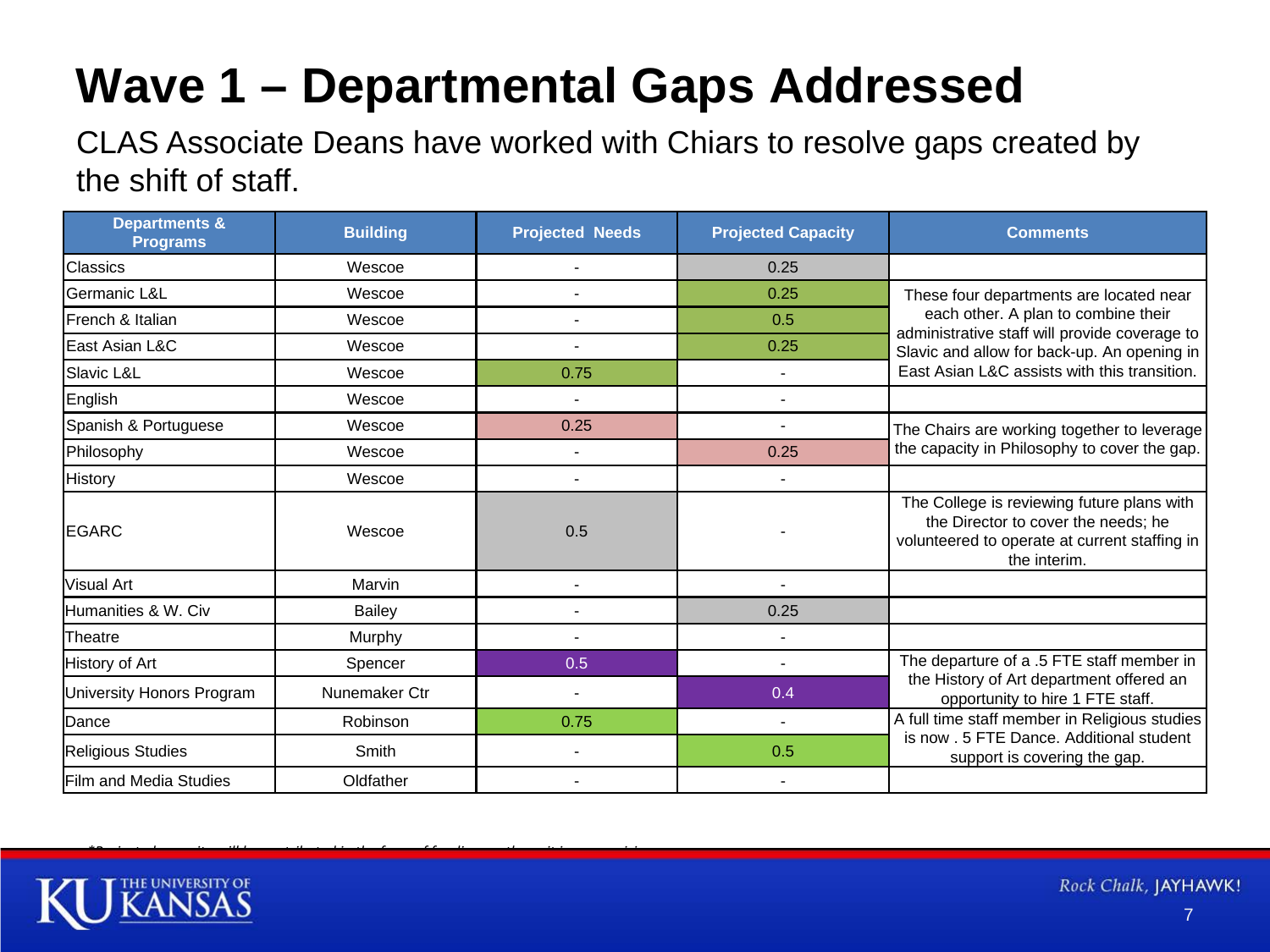# Wave 1 – Departmental Gaps Addressed

CLAS Associate Deans have worked with Chiars to resolve gaps created by the shift of staff.

| Departments & Programs | Building | Projected Needs | Projected Capacity | Comments |
|---|---|---|---|---|
| Classics | Wescoe | - | 0.25 | |
| Germanic L&L | Wescoe | - | 0.25 | These four departments are located near each other. A plan to combine their administrative staff will provide coverage to Slavic and allow for back-up. An opening in East Asian L&C assists with this transition. |
| French & Italian | Wescoe | - | 0.5 | |
| East Asian L&C | Wescoe | - | 0.25 | |
| Slavic L&L | Wescoe | 0.75 | - | |
| English | Wescoe | - | - | |
| Spanish & Portuguese | Wescoe | 0.25 | - | The Chairs are working together to leverage the capacity in Philosophy to cover the gap. |
| Philosophy | Wescoe | - | 0.25 | |
| History | Wescoe | - | - | |
| EGARC | Wescoe | 0.5 | - | The College is reviewing future plans with the Director to cover the needs; he volunteered to operate at current staffing in the interim. |
| Visual Art | Marvin | - | - | |
| Humanities & W. Civ | Bailey | - | 0.25 | |
| Theatre | Murphy | - | - | |
| History of Art | Spencer | 0.5 | - | The departure of a .5 FTE staff member in the History of Art department offered an opportunity to hire 1 FTE staff. |
| University Honors Program | Nunemaker Ctr | - | 0.4 | |
| Dance | Robinson | 0.75 | - | A full time staff member in Religious studies is now . 5 FTE Dance. Additional student support is covering the gap. |
| Religious Studies | Smith | - | 0.5 | |
| Film and Media Studies | Oldfather | - | - | |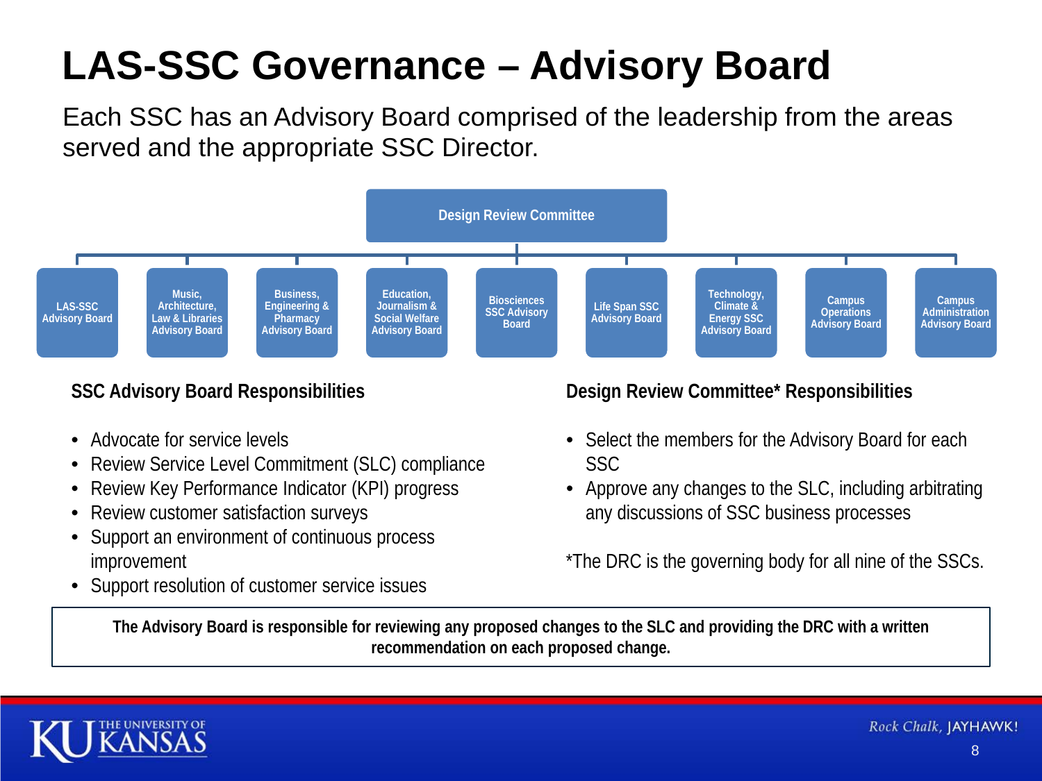# LAS-SSC Governance – Advisory Board

Each SSC has an Advisory Board comprised of the leadership from the areas served and the appropriate SSC Director.

**Design Review Committee**

- LAS-SSC Advisory Board
- Music, Architecture, Law & Libraries Advisory Board
- Business, Engineering & Pharmacy Advisory Board
- Education, Journalism & Social Welfare Advisory Board
- Biosciences SSC Advisory Board
- Life Span SSC Advisory Board
- Technology, Climate & Energy SSC Advisory Board
- Campus Operations Advisory Board
- Campus Administration Advisory Board

### SSC Advisory Board Responsibilities

- Advocate for service levels
- Review Service Level Commitment (SLC) compliance
- Review Key Performance Indicator (KPI) progress
- Review customer satisfaction surveys
- Support an environment of continuous process improvement
- Support resolution of customer service issues

### Design Review Committee* Responsibilities

- Select the members for the Advisory Board for each SSC
- Approve any changes to the SLC, including arbitrating any discussions of SSC business processes

*The DRC is the governing body for all nine of the SSCs.

**The Advisory Board is responsible for reviewing any proposed changes to the SLC and providing the DRC with a written recommendation on each proposed change.**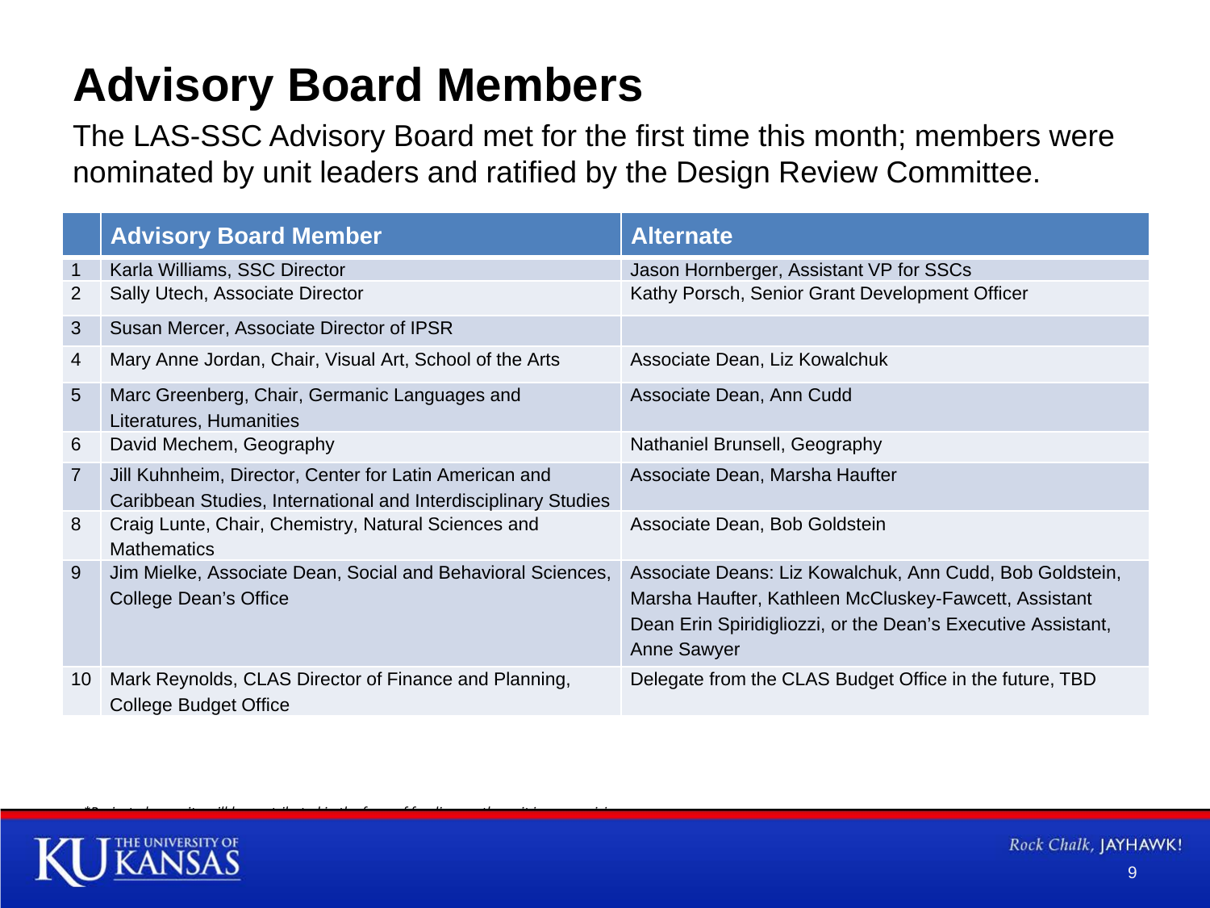# Advisory Board Members

The LAS-SSC Advisory Board met for the first time this month; members were nominated by unit leaders and ratified by the Design Review Committee.

| | Advisory Board Member | Alternate |
|---|---|---|
| 1 | Karla Williams, SSC Director | Jason Hornberger, Assistant VP for SSCs |
| 2 | Sally Utech, Associate Director | Kathy Porsch, Senior Grant Development Officer |
| 3 | Susan Mercer, Associate Director of IPSR | |
| 4 | Mary Anne Jordan, Chair, Visual Art, School of the Arts | Associate Dean, Liz Kowalchuk |
| 5 | Marc Greenberg, Chair, Germanic Languages and Literatures, Humanities | Associate Dean, Ann Cudd |
| 6 | David Mechem, Geography | Nathaniel Brunsell, Geography |
| 7 | Jill Kuhnheim, Director, Center for Latin American and Caribbean Studies, International and Interdisciplinary Studies | Associate Dean, Marsha Haufter |
| 8 | Craig Lunte, Chair, Chemistry, Natural Sciences and Mathematics | Associate Dean, Bob Goldstein |
| 9 | Jim Mielke, Associate Dean, Social and Behavioral Sciences, College Dean's Office | Associate Deans: Liz Kowalchuk, Ann Cudd, Bob Goldstein, Marsha Haufter, Kathleen McCluskey-Fawcett, Assistant Dean Erin Spiridigliozzi, or the Dean's Executive Assistant, Anne Sawyer |
| 10 | Mark Reynolds, CLAS Director of Finance and Planning, College Budget Office | Delegate from the CLAS Budget Office in the future, TBD |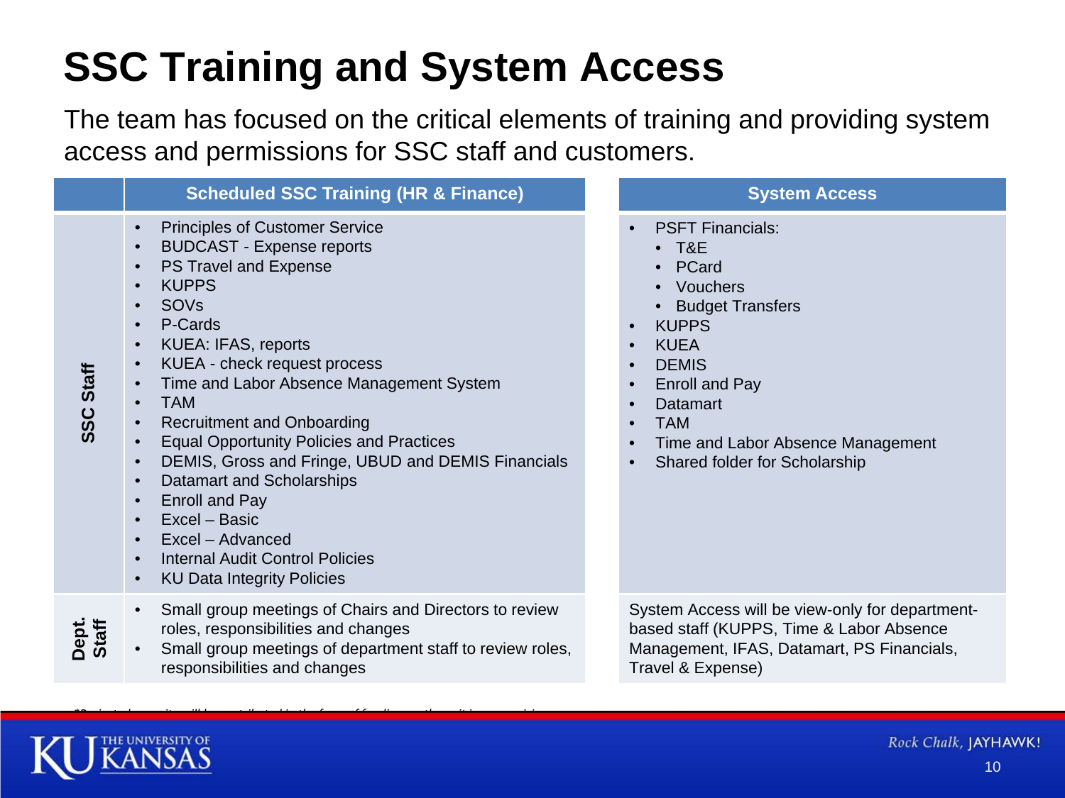# SSC Training and System Access

The team has focused on the critical elements of training and providing system access and permissions for SSC staff and customers.

| | Scheduled SSC Training (HR & Finance) | System Access |
|---|---|---|
| **SSC Staff** | • Principles of Customer Service<br>• BUDCAST - Expense reports<br>• PS Travel and Expense<br>• KUPPS<br>• SOVs<br>• P-Cards<br>• KUEA: IFAS, reports<br>• KUEA - check request process<br>• Time and Labor Absence Management System<br>• TAM<br>• Recruitment and Onboarding<br>• Equal Opportunity Policies and Practices<br>• DEMIS, Gross and Fringe, UBUD and DEMIS Financials<br>• Datamart and Scholarships<br>• Enroll and Pay<br>• Excel – Basic<br>• Excel – Advanced<br>• Internal Audit Control Policies<br>• KU Data Integrity Policies | • PSFT Financials:<br>  • T&E<br>  • PCard<br>  • Vouchers<br>  • Budget Transfers<br>• KUPPS<br>• KUEA<br>• DEMIS<br>• Enroll and Pay<br>• Datamart<br>• TAM<br>• Time and Labor Absence Management<br>• Shared folder for Scholarship |
| **Dept. Staff** | • Small group meetings of Chairs and Directors to review roles, responsibilities and changes<br>• Small group meetings of department staff to review roles, responsibilities and changes | System Access will be view-only for department-based staff (KUPPS, Time & Labor Absence Management, IFAS, Datamart, PS Financials, Travel & Expense) |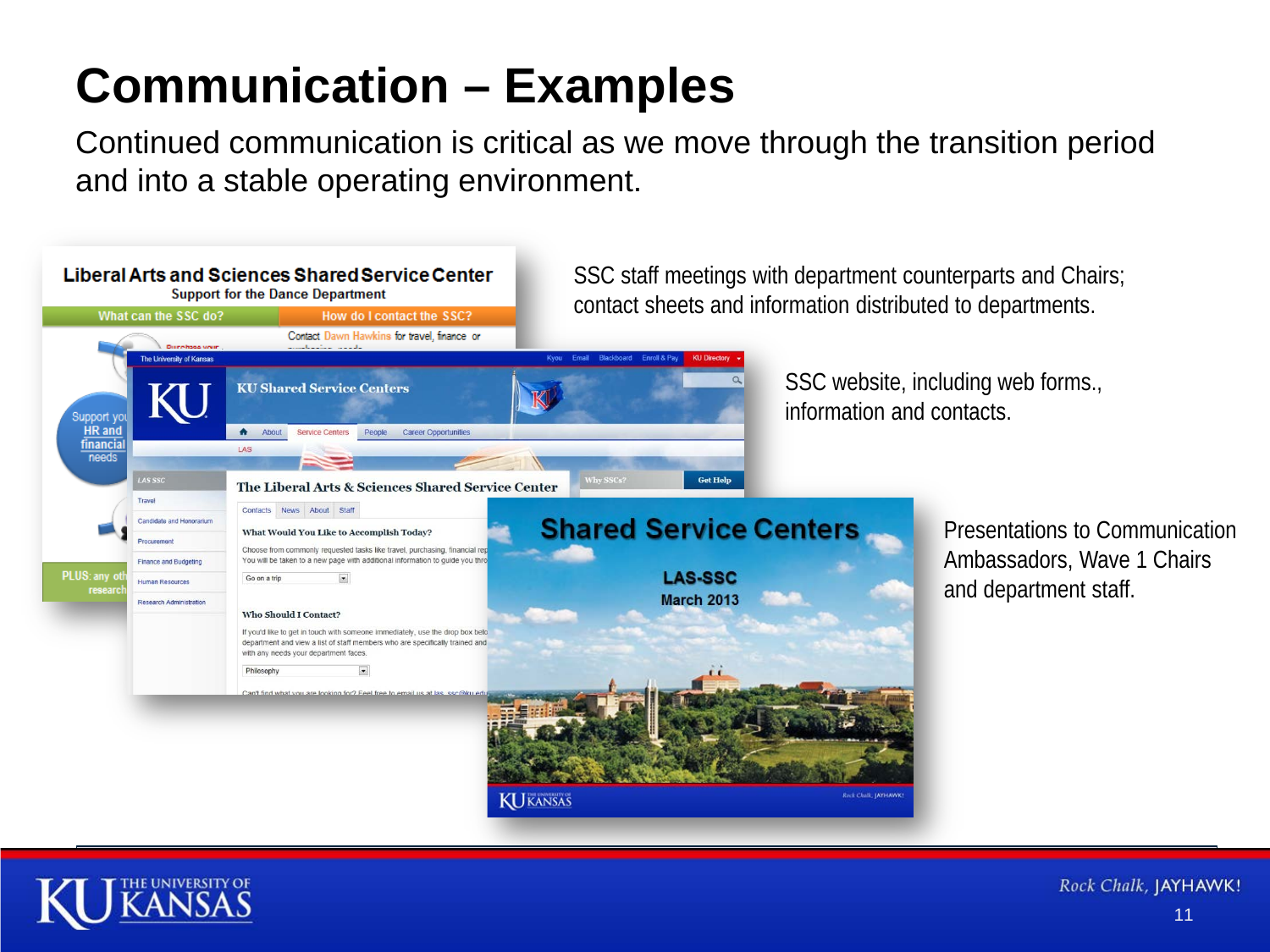# Communication – Examples

Continued communication is critical as we move through the transition period and into a stable operating environment.

SSC staff meetings with department counterparts and Chairs; contact sheets and information distributed to departments.

SSC website, including web forms., information and contacts.

Presentations to Communication Ambassadors, Wave 1 Chairs and department staff.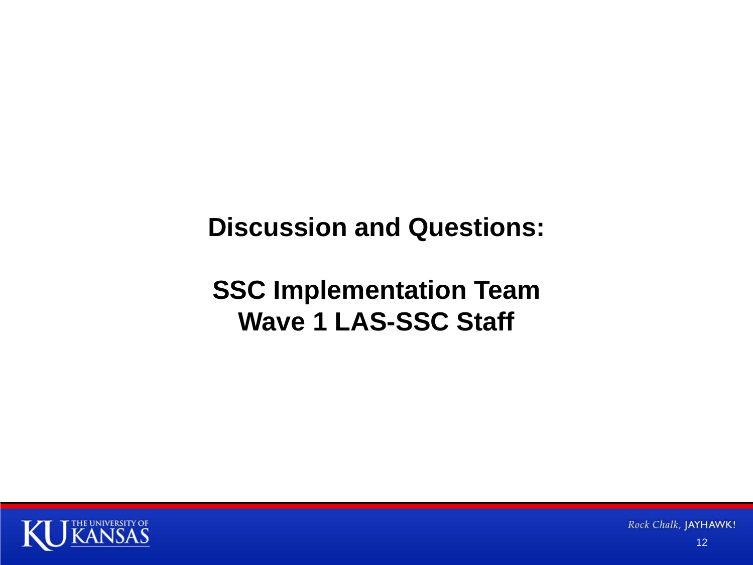**Discussion and Questions:**

**SSC Implementation Team**
**Wave 1 LAS-SSC Staff**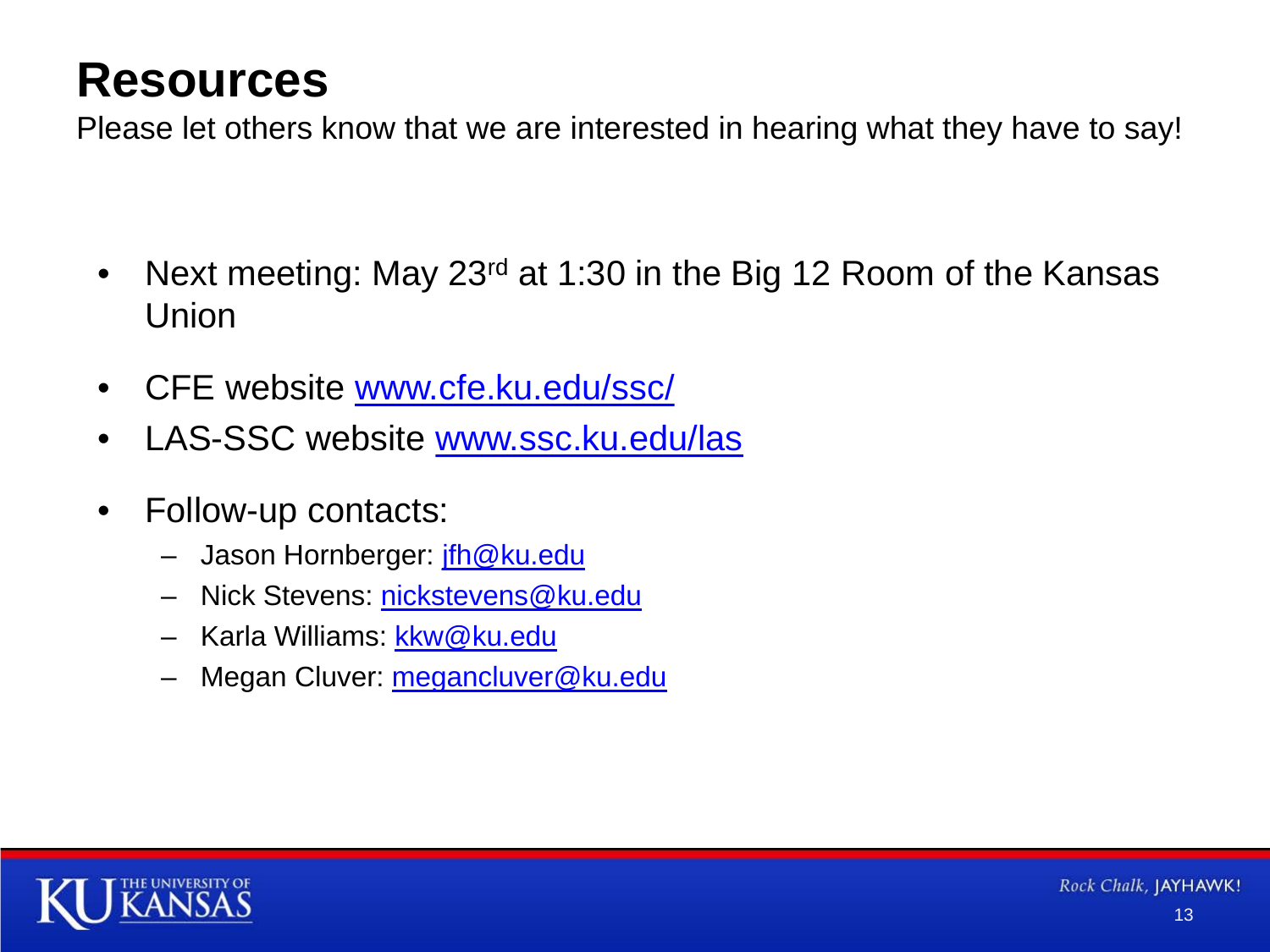# Resources

Please let others know that we are interested in hearing what they have to say!

- Next meeting: May 23rd at 1:30 in the Big 12 Room of the Kansas Union
- CFE website www.cfe.ku.edu/ssc/
- LAS-SSC website www.ssc.ku.edu/las
- Follow-up contacts:
  - Jason Hornberger: jfh@ku.edu
  - Nick Stevens: nickstevens@ku.edu
  - Karla Williams: kkw@ku.edu
  - Megan Cluver: megancluver@ku.edu